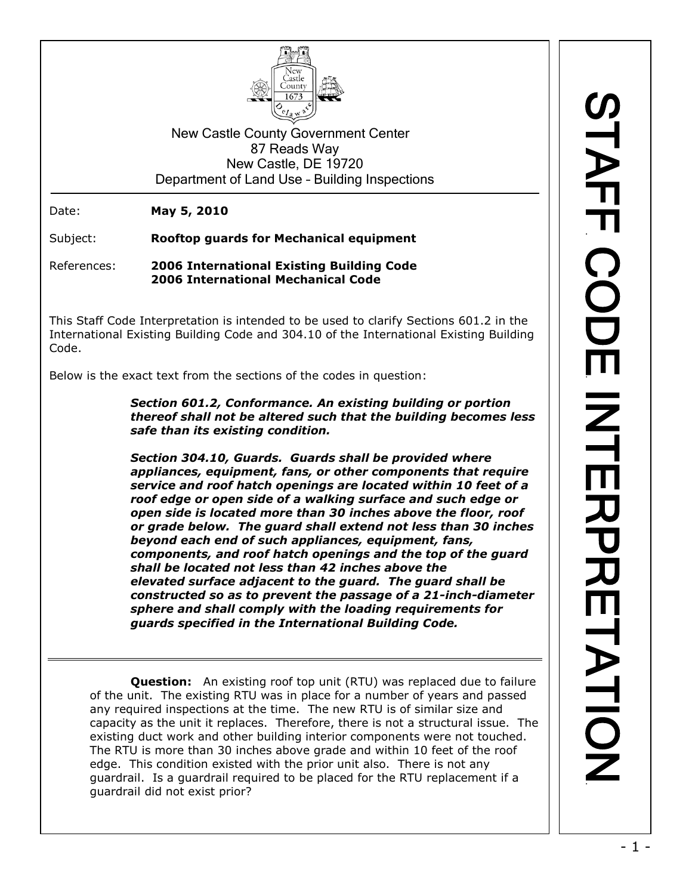New Castle County Government Center
87 Reads Way
New Castle, DE 19720
Department of Land Use – Building Inspections

# STAFF CODE INTERPRETATION

Date: **May 5, 2010**

Subject: **Rooftop guards for Mechanical equipment**

References: **2006 International Existing Building Code**
**2006 International Mechanical Code**

This Staff Code Interpretation is intended to be used to clarify Sections 601.2 in the International Existing Building Code and 304.10 of the International Existing Building Code.

Below is the exact text from the sections of the codes in question:

> ***Section 601.2, Conformance. An existing building or portion thereof shall not be altered such that the building becomes less safe than its existing condition.***
>
> ***Section 304.10, Guards. Guards shall be provided where appliances, equipment, fans, or other components that require service and roof hatch openings are located within 10 feet of a roof edge or open side of a walking surface and such edge or open side is located more than 30 inches above the floor, roof or grade below. The guard shall extend not less than 30 inches beyond each end of such appliances, equipment, fans, components, and roof hatch openings and the top of the guard shall be located not less than 42 inches above the elevated surface adjacent to the guard. The guard shall be constructed so as to prevent the passage of a 21-inch-diameter sphere and shall comply with the loading requirements for guards specified in the International Building Code.***

---

**Question:** An existing roof top unit (RTU) was replaced due to failure of the unit. The existing RTU was in place for a number of years and passed any required inspections at the time. The new RTU is of similar size and capacity as the unit it replaces. Therefore, there is not a structural issue. The existing duct work and other building interior components were not touched. The RTU is more than 30 inches above grade and within 10 feet of the roof edge. This condition existed with the prior unit also. There is not any guardrail. Is a guardrail required to be placed for the RTU replacement if a guardrail did not exist prior?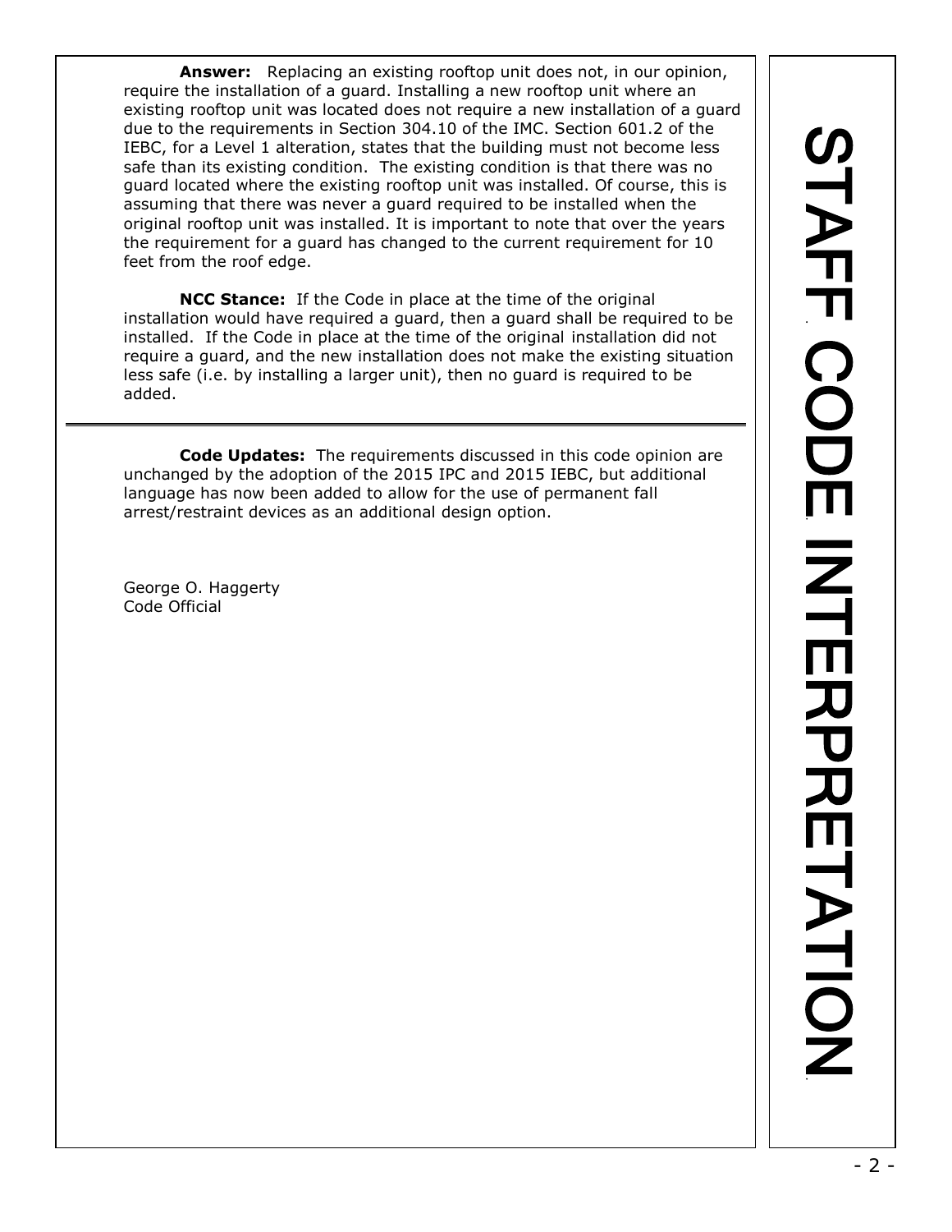**Answer:** Replacing an existing rooftop unit does not, in our opinion, require the installation of a guard. Installing a new rooftop unit where an existing rooftop unit was located does not require a new installation of a guard due to the requirements in Section 304.10 of the IMC. Section 601.2 of the IEBC, for a Level 1 alteration, states that the building must not become less safe than its existing condition. The existing condition is that there was no guard located where the existing rooftop unit was installed. Of course, this is assuming that there was never a guard required to be installed when the original rooftop unit was installed. It is important to note that over the years the requirement for a guard has changed to the current requirement for 10 feet from the roof edge.

**NCC Stance:** If the Code in place at the time of the original installation would have required a guard, then a guard shall be required to be installed. If the Code in place at the time of the original installation did not require a guard, and the new installation does not make the existing situation less safe (i.e. by installing a larger unit), then no guard is required to be added.

---

**Code Updates:** The requirements discussed in this code opinion are unchanged by the adoption of the 2015 IPC and 2015 IEBC, but additional language has now been added to allow for the use of permanent fall arrest/restraint devices as an additional design option.

George O. Haggerty
Code Official

STAFF CODE INTERPRETATION